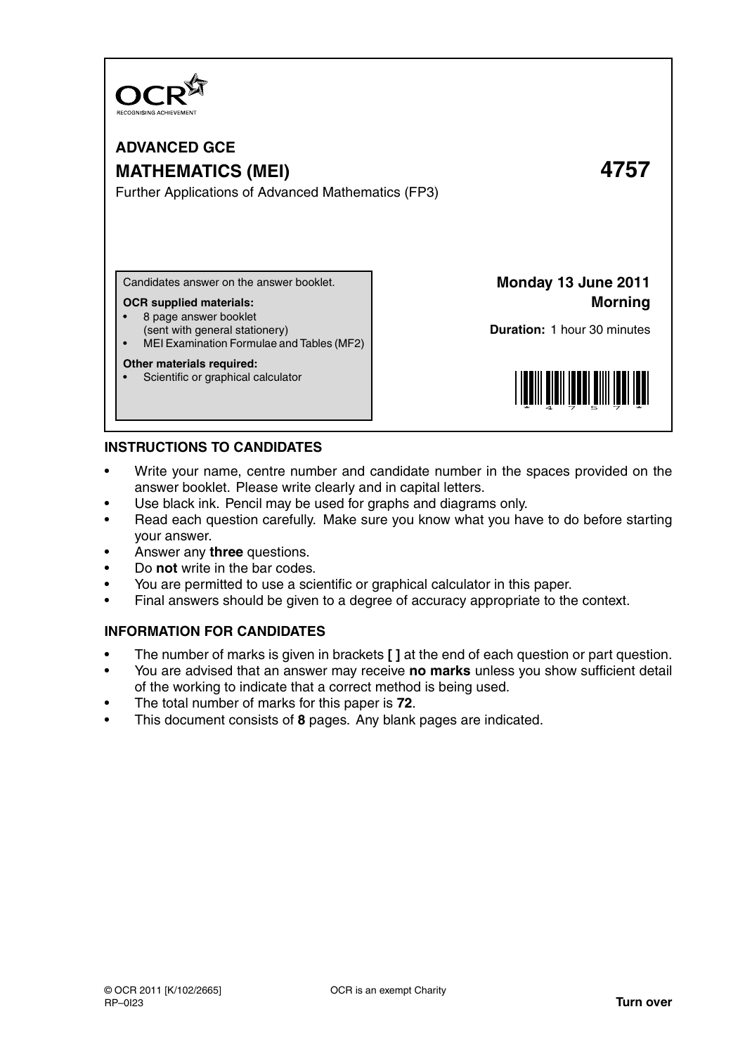OCR
RECOGNISING ACHIEVEMENT

# ADVANCED GCE

# MATHEMATICS (MEI) 4757

Further Applications of Advanced Mathematics (FP3)

Candidates answer on the answer booklet.

**OCR supplied materials:**

- 8 page answer booklet (sent with general stationery)
- MEI Examination Formulae and Tables (MF2)

**Other materials required:**

- Scientific or graphical calculator

**Monday 13 June 2011**
**Morning**

**Duration:** 1 hour 30 minutes

## INSTRUCTIONS TO CANDIDATES

- Write your name, centre number and candidate number in the spaces provided on the answer booklet. Please write clearly and in capital letters.
- Use black ink. Pencil may be used for graphs and diagrams only.
- Read each question carefully. Make sure you know what you have to do before starting your answer.
- Answer any **three** questions.
- Do **not** write in the bar codes.
- You are permitted to use a scientific or graphical calculator in this paper.
- Final answers should be given to a degree of accuracy appropriate to the context.

## INFORMATION FOR CANDIDATES

- The number of marks is given in brackets **[ ]** at the end of each question or part question.
- You are advised that an answer may receive **no marks** unless you show sufficient detail of the working to indicate that a correct method is being used.
- The total number of marks for this paper is **72**.
- This document consists of **8** pages. Any blank pages are indicated.

© OCR 2011 [K/102/2665] OCR is an exempt Charity
RP–0I23

**Turn over**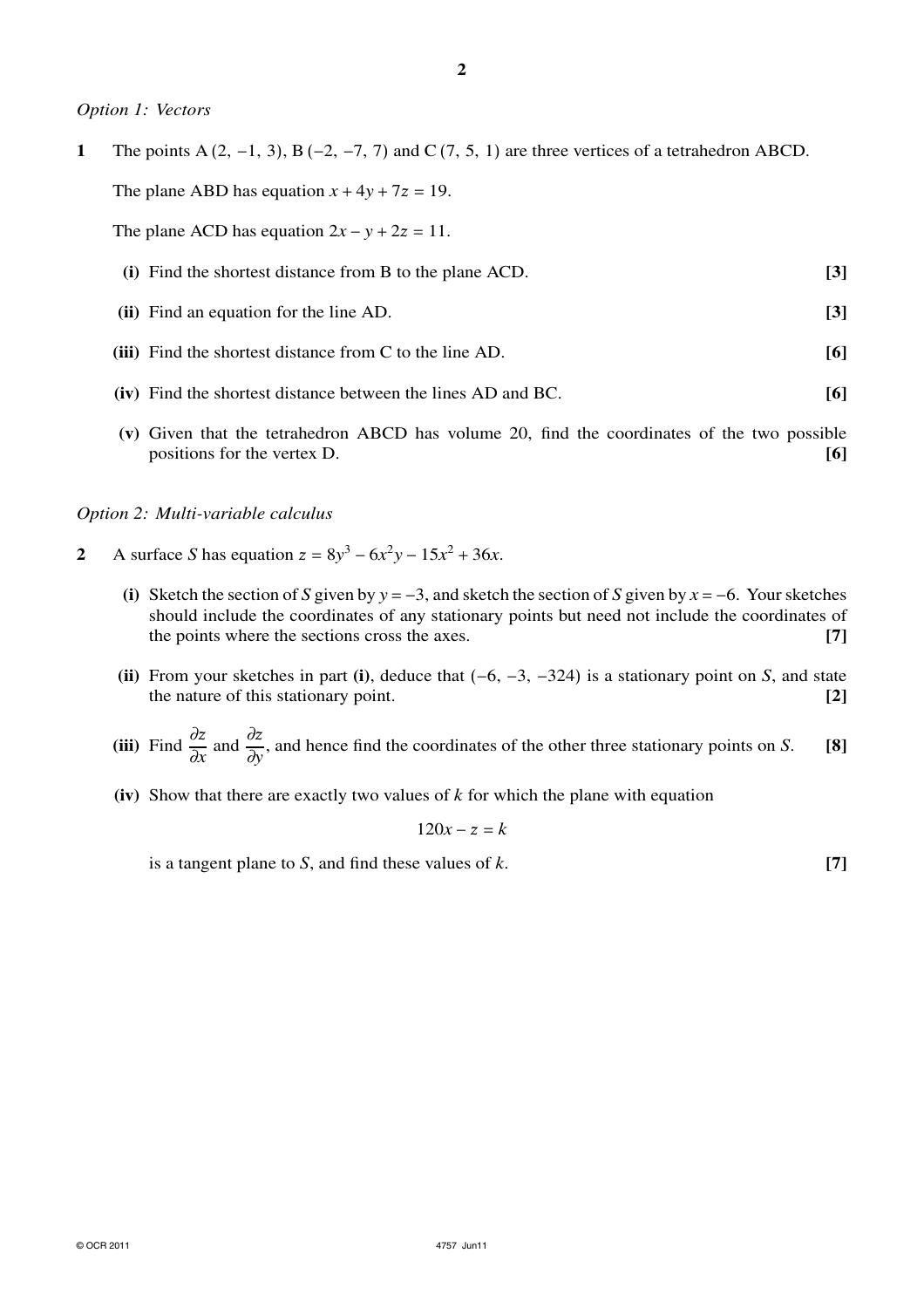*Option 1: Vectors*

**1** The points A $(2, -1, 3)$, B $(-2, -7, 7)$ and C $(7, 5, 1)$ are three vertices of a tetrahedron ABCD.

The plane ABD has equation $x + 4y + 7z = 19$.

The plane ACD has equation $2x - y + 2z = 11$.

**(i)** Find the shortest distance from B to the plane ACD. **[3]**

**(ii)** Find an equation for the line AD. **[3]**

**(iii)** Find the shortest distance from C to the line AD. **[6]**

**(iv)** Find the shortest distance between the lines AD and BC. **[6]**

**(v)** Given that the tetrahedron ABCD has volume 20, find the coordinates of the two possible positions for the vertex D. **[6]**

*Option 2: Multi-variable calculus*

**2** A surface $S$ has equation $z = 8y^3 - 6x^2y - 15x^2 + 36x$.

**(i)** Sketch the section of $S$ given by $y = -3$, and sketch the section of $S$ given by $x = -6$. Your sketches should include the coordinates of any stationary points but need not include the coordinates of the points where the sections cross the axes. **[7]**

**(ii)** From your sketches in part **(i)**, deduce that $(-6, -3, -324)$ is a stationary point on $S$, and state the nature of this stationary point. **[2]**

**(iii)** Find $\dfrac{\partial z}{\partial x}$ and $\dfrac{\partial z}{\partial y}$, and hence find the coordinates of the other three stationary points on $S$. **[8]**

**(iv)** Show that there are exactly two values of $k$ for which the plane with equation

$$120x - z = k$$

is a tangent plane to $S$, and find these values of $k$. **[7]**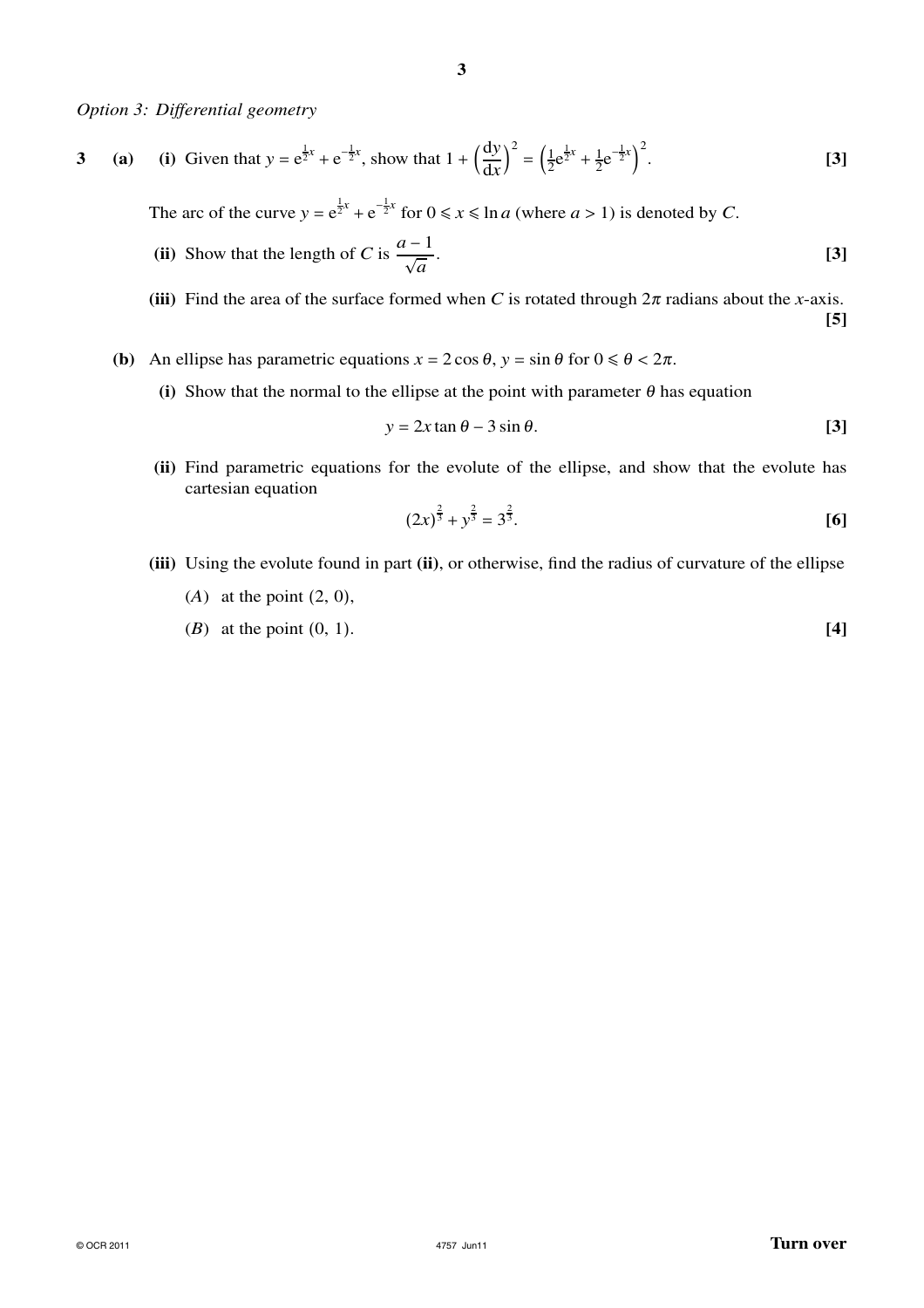*Option 3: Differential geometry*

**3** **(a)** **(i)** Given that $y = e^{\frac{1}{2}x} + e^{-\frac{1}{2}x}$, show that $1 + \left(\frac{dy}{dx}\right)^2 = \left(\frac{1}{2}e^{\frac{1}{2}x} + \frac{1}{2}e^{-\frac{1}{2}x}\right)^2$. **[3]**

The arc of the curve $y = e^{\frac{1}{2}x} + e^{-\frac{1}{2}x}$ for $0 \leqslant x \leqslant \ln a$ (where $a > 1$) is denoted by $C$.

**(ii)** Show that the length of $C$ is $\dfrac{a-1}{\sqrt{a}}$. **[3]**

**(iii)** Find the area of the surface formed when $C$ is rotated through $2\pi$ radians about the $x$-axis. **[5]**

**(b)** An ellipse has parametric equations $x = 2\cos\theta$, $y = \sin\theta$ for $0 \leqslant \theta < 2\pi$.

**(i)** Show that the normal to the ellipse at the point with parameter $\theta$ has equation

$$y = 2x\tan\theta - 3\sin\theta.$$ **[3]**

**(ii)** Find parametric equations for the evolute of the ellipse, and show that the evolute has cartesian equation

$$(2x)^{\frac{2}{3}} + y^{\frac{2}{3}} = 3^{\frac{2}{3}}.$$ **[6]**

**(iii)** Using the evolute found in part **(ii)**, or otherwise, find the radius of curvature of the ellipse

($A$) at the point (2, 0),

($B$) at the point (0, 1). **[4]**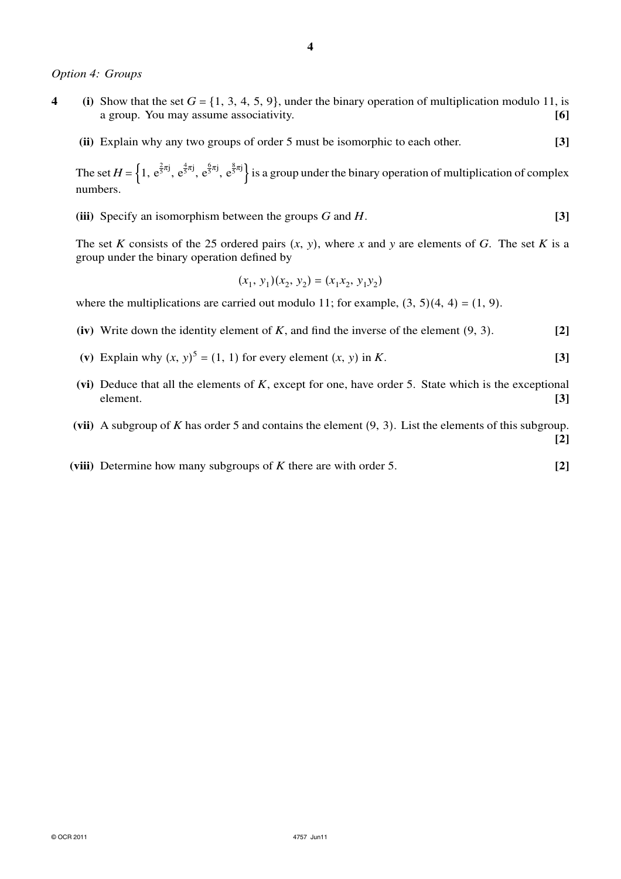*Option 4: Groups*

**4** **(i)** Show that the set $G = \{1, 3, 4, 5, 9\}$, under the binary operation of multiplication modulo 11, is a group. You may assume associativity. **[6]**

**(ii)** Explain why any two groups of order 5 must be isomorphic to each other. **[3]**

The set $H = \left\{1, \mathrm{e}^{\frac{2}{5}\pi \mathrm{j}}, \mathrm{e}^{\frac{4}{5}\pi \mathrm{j}}, \mathrm{e}^{\frac{6}{5}\pi \mathrm{j}}, \mathrm{e}^{\frac{8}{5}\pi \mathrm{j}}\right\}$ is a group under the binary operation of multiplication of complex numbers.

**(iii)** Specify an isomorphism between the groups $G$ and $H$. **[3]**

The set $K$ consists of the 25 ordered pairs $(x, y)$, where $x$ and $y$ are elements of $G$. The set $K$ is a group under the binary operation defined by

$$(x_1, y_1)(x_2, y_2) = (x_1 x_2, y_1 y_2)$$

where the multiplications are carried out modulo 11; for example, $(3, 5)(4, 4) = (1, 9)$.

**(iv)** Write down the identity element of $K$, and find the inverse of the element $(9, 3)$. **[2]**

**(v)** Explain why $(x, y)^5 = (1, 1)$ for every element $(x, y)$ in $K$. **[3]**

**(vi)** Deduce that all the elements of $K$, except for one, have order 5. State which is the exceptional element. **[3]**

**(vii)** A subgroup of $K$ has order 5 and contains the element $(9, 3)$. List the elements of this subgroup. **[2]**

**(viii)** Determine how many subgroups of $K$ there are with order 5. **[2]**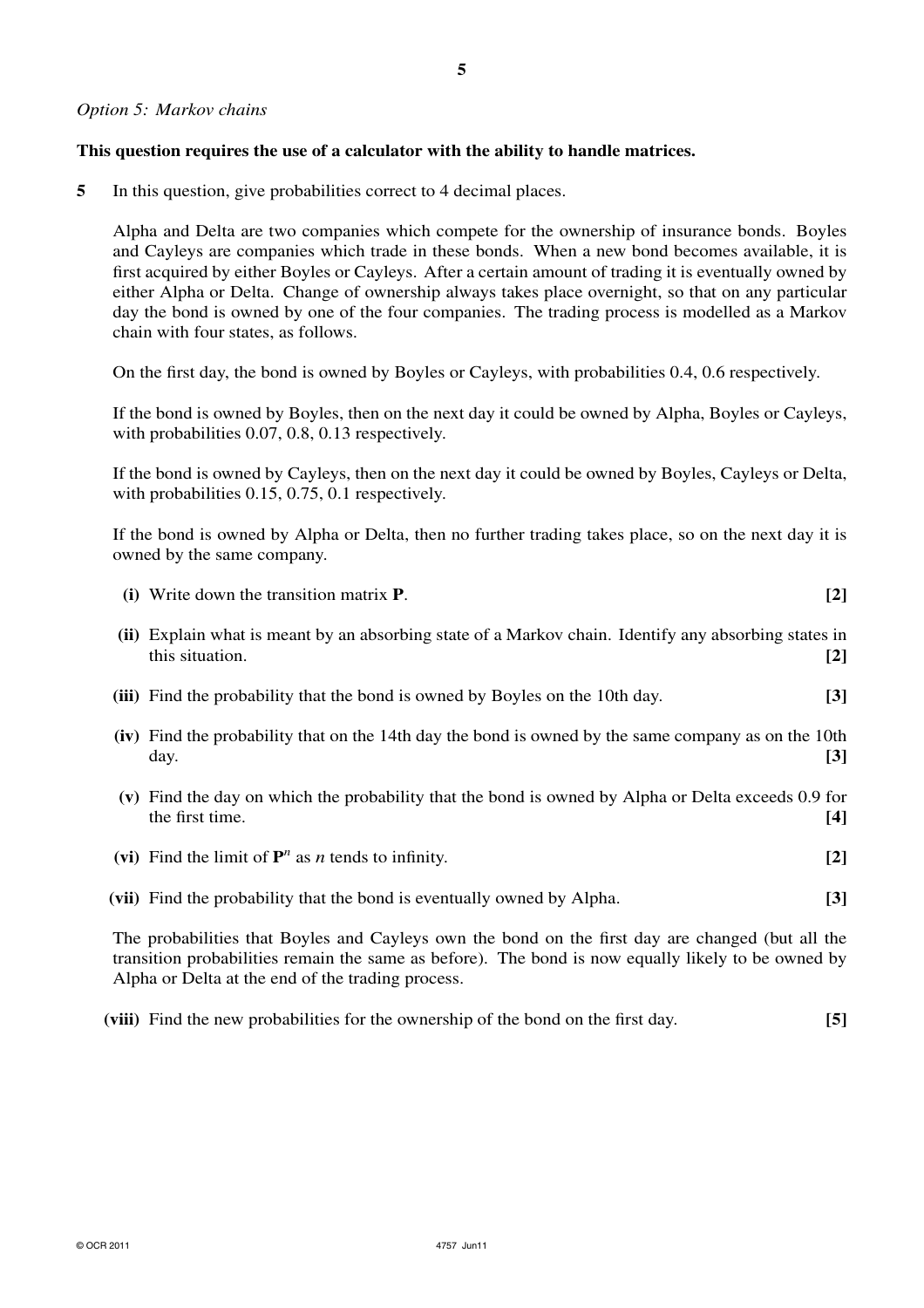*Option 5: Markov chains*

**This question requires the use of a calculator with the ability to handle matrices.**

**5** In this question, give probabilities correct to 4 decimal places.

Alpha and Delta are two companies which compete for the ownership of insurance bonds. Boyles and Cayleys are companies which trade in these bonds. When a new bond becomes available, it is first acquired by either Boyles or Cayleys. After a certain amount of trading it is eventually owned by either Alpha or Delta. Change of ownership always takes place overnight, so that on any particular day the bond is owned by one of the four companies. The trading process is modelled as a Markov chain with four states, as follows.

On the first day, the bond is owned by Boyles or Cayleys, with probabilities 0.4, 0.6 respectively.

If the bond is owned by Boyles, then on the next day it could be owned by Alpha, Boyles or Cayleys, with probabilities 0.07, 0.8, 0.13 respectively.

If the bond is owned by Cayleys, then on the next day it could be owned by Boyles, Cayleys or Delta, with probabilities 0.15, 0.75, 0.1 respectively.

If the bond is owned by Alpha or Delta, then no further trading takes place, so on the next day it is owned by the same company.

**(i)** Write down the transition matrix **P**. **[2]**

**(ii)** Explain what is meant by an absorbing state of a Markov chain. Identify any absorbing states in this situation. **[2]**

**(iii)** Find the probability that the bond is owned by Boyles on the 10th day. **[3]**

**(iv)** Find the probability that on the 14th day the bond is owned by the same company as on the 10th day. **[3]**

**(v)** Find the day on which the probability that the bond is owned by Alpha or Delta exceeds 0.9 for the first time. **[4]**

**(vi)** Find the limit of $\mathbf{P}^n$ as $n$ tends to infinity. **[2]**

**(vii)** Find the probability that the bond is eventually owned by Alpha. **[3]**

The probabilities that Boyles and Cayleys own the bond on the first day are changed (but all the transition probabilities remain the same as before). The bond is now equally likely to be owned by Alpha or Delta at the end of the trading process.

**(viii)** Find the new probabilities for the ownership of the bond on the first day. **[5]**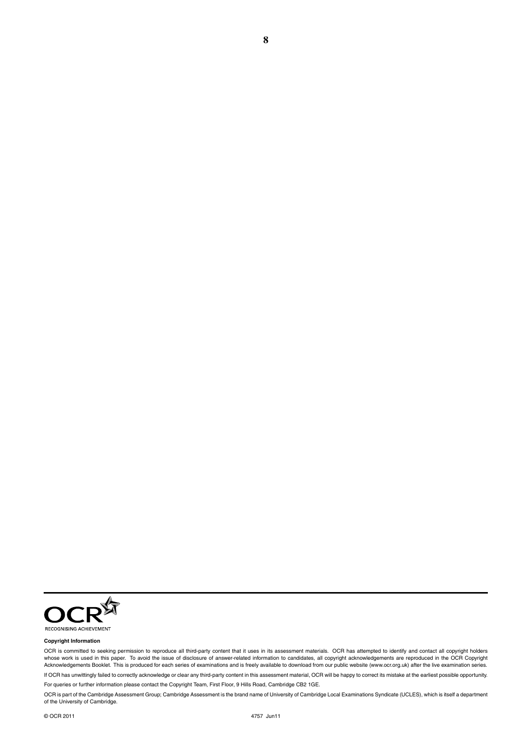RECOGNISING ACHIEVEMENT

**Copyright Information**

OCR is committed to seeking permission to reproduce all third-party content that it uses in its assessment materials. OCR has attempted to identify and contact all copyright holders whose work is used in this paper. To avoid the issue of disclosure of answer-related information to candidates, all copyright acknowledgements are reproduced in the OCR Copyright Acknowledgements Booklet. This is produced for each series of examinations and is freely available to download from our public website (www.ocr.org.uk) after the live examination series.

If OCR has unwittingly failed to correctly acknowledge or clear any third-party content in this assessment material, OCR will be happy to correct its mistake at the earliest possible opportunity.

For queries or further information please contact the Copyright Team, First Floor, 9 Hills Road, Cambridge CB2 1GE.

OCR is part of the Cambridge Assessment Group; Cambridge Assessment is the brand name of University of Cambridge Local Examinations Syndicate (UCLES), which is itself a department of the University of Cambridge.

© OCR 2011 4757 Jun11